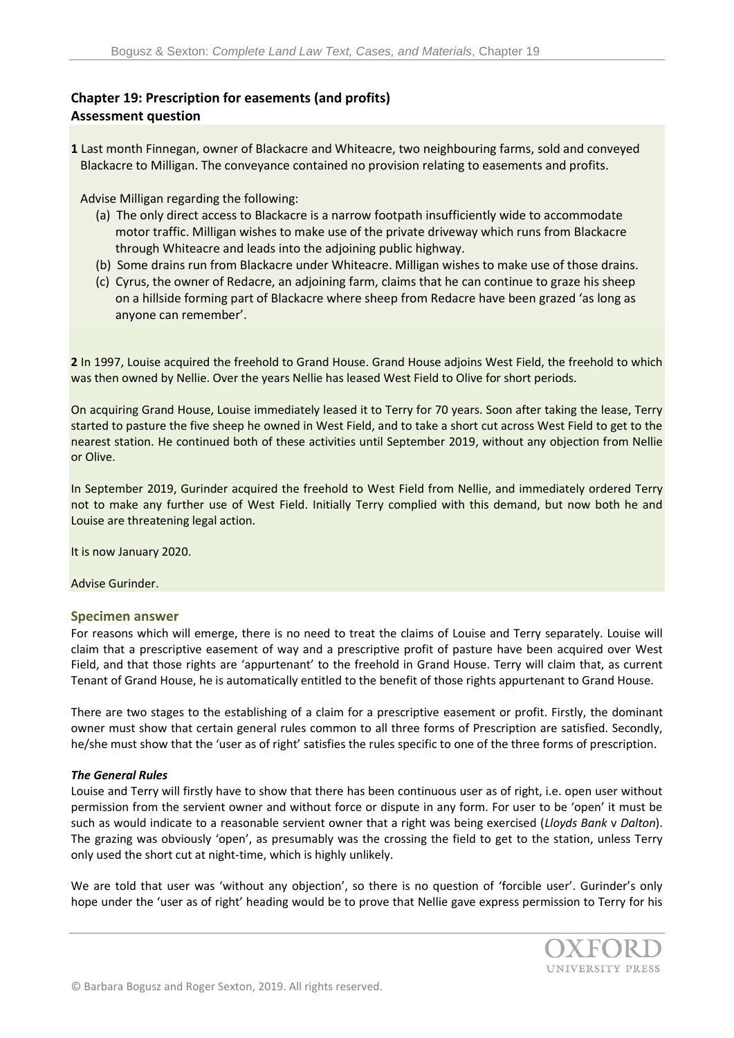## Chapter 19: Prescription for easements (and profits)
## Assessment question

**1** Last month Finnegan, owner of Blackacre and Whiteacre, two neighbouring farms, sold and conveyed Blackacre to Milligan. The conveyance contained no provision relating to easements and profits.

Advise Milligan regarding the following:

(a) The only direct access to Blackacre is a narrow footpath insufficiently wide to accommodate motor traffic. Milligan wishes to make use of the private driveway which runs from Blackacre through Whiteacre and leads into the adjoining public highway.

(b) Some drains run from Blackacre under Whiteacre. Milligan wishes to make use of those drains.

(c) Cyrus, the owner of Redacre, an adjoining farm, claims that he can continue to graze his sheep on a hillside forming part of Blackacre where sheep from Redacre have been grazed 'as long as anyone can remember'.

**2** In 1997, Louise acquired the freehold to Grand House. Grand House adjoins West Field, the freehold to which was then owned by Nellie. Over the years Nellie has leased West Field to Olive for short periods.

On acquiring Grand House, Louise immediately leased it to Terry for 70 years. Soon after taking the lease, Terry started to pasture the five sheep he owned in West Field, and to take a short cut across West Field to get to the nearest station. He continued both of these activities until September 2019, without any objection from Nellie or Olive.

In September 2019, Gurinder acquired the freehold to West Field from Nellie, and immediately ordered Terry not to make any further use of West Field. Initially Terry complied with this demand, but now both he and Louise are threatening legal action.

It is now January 2020.

Advise Gurinder.

### Specimen answer

For reasons which will emerge, there is no need to treat the claims of Louise and Terry separately. Louise will claim that a prescriptive easement of way and a prescriptive profit of pasture have been acquired over West Field, and that those rights are 'appurtenant' to the freehold in Grand House. Terry will claim that, as current Tenant of Grand House, he is automatically entitled to the benefit of those rights appurtenant to Grand House.

There are two stages to the establishing of a claim for a prescriptive easement or profit. Firstly, the dominant owner must show that certain general rules common to all three forms of Prescription are satisfied. Secondly, he/she must show that the 'user as of right' satisfies the rules specific to one of the three forms of prescription.

#### *The General Rules*

Louise and Terry will firstly have to show that there has been continuous user as of right, i.e. open user without permission from the servient owner and without force or dispute in any form. For user to be 'open' it must be such as would indicate to a reasonable servient owner that a right was being exercised (*Lloyds Bank* v *Dalton*). The grazing was obviously 'open', as presumably was the crossing the field to get to the station, unless Terry only used the short cut at night-time, which is highly unlikely.

We are told that user was 'without any objection', so there is no question of 'forcible user'. Gurinder's only hope under the 'user as of right' heading would be to prove that Nellie gave express permission to Terry for his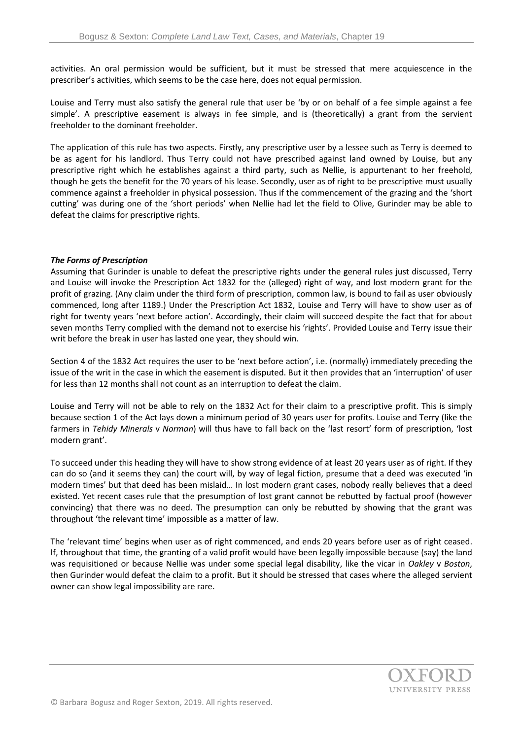activities. An oral permission would be sufficient, but it must be stressed that mere acquiescence in the prescriber's activities, which seems to be the case here, does not equal permission.

Louise and Terry must also satisfy the general rule that user be 'by or on behalf of a fee simple against a fee simple'. A prescriptive easement is always in fee simple, and is (theoretically) a grant from the servient freeholder to the dominant freeholder.

The application of this rule has two aspects. Firstly, any prescriptive user by a lessee such as Terry is deemed to be as agent for his landlord. Thus Terry could not have prescribed against land owned by Louise, but any prescriptive right which he establishes against a third party, such as Nellie, is appurtenant to her freehold, though he gets the benefit for the 70 years of his lease. Secondly, user as of right to be prescriptive must usually commence against a freeholder in physical possession. Thus if the commencement of the grazing and the 'short cutting' was during one of the 'short periods' when Nellie had let the field to Olive, Gurinder may be able to defeat the claims for prescriptive rights.

***The Forms of Prescription***

Assuming that Gurinder is unable to defeat the prescriptive rights under the general rules just discussed, Terry and Louise will invoke the Prescription Act 1832 for the (alleged) right of way, and lost modern grant for the profit of grazing. (Any claim under the third form of prescription, common law, is bound to fail as user obviously commenced, long after 1189.) Under the Prescription Act 1832, Louise and Terry will have to show user as of right for twenty years 'next before action'. Accordingly, their claim will succeed despite the fact that for about seven months Terry complied with the demand not to exercise his 'rights'. Provided Louise and Terry issue their writ before the break in user has lasted one year, they should win.

Section 4 of the 1832 Act requires the user to be 'next before action', i.e. (normally) immediately preceding the issue of the writ in the case in which the easement is disputed. But it then provides that an 'interruption' of user for less than 12 months shall not count as an interruption to defeat the claim.

Louise and Terry will not be able to rely on the 1832 Act for their claim to a prescriptive profit. This is simply because section 1 of the Act lays down a minimum period of 30 years user for profits. Louise and Terry (like the farmers in *Tehidy Minerals* v *Norman*) will thus have to fall back on the 'last resort' form of prescription, 'lost modern grant'.

To succeed under this heading they will have to show strong evidence of at least 20 years user as of right. If they can do so (and it seems they can) the court will, by way of legal fiction, presume that a deed was executed 'in modern times' but that deed has been mislaid… In lost modern grant cases, nobody really believes that a deed existed. Yet recent cases rule that the presumption of lost grant cannot be rebutted by factual proof (however convincing) that there was no deed. The presumption can only be rebutted by showing that the grant was throughout 'the relevant time' impossible as a matter of law.

The 'relevant time' begins when user as of right commenced, and ends 20 years before user as of right ceased. If, throughout that time, the granting of a valid profit would have been legally impossible because (say) the land was requisitioned or because Nellie was under some special legal disability, like the vicar in *Oakley* v *Boston*, then Gurinder would defeat the claim to a profit. But it should be stressed that cases where the alleged servient owner can show legal impossibility are rare.